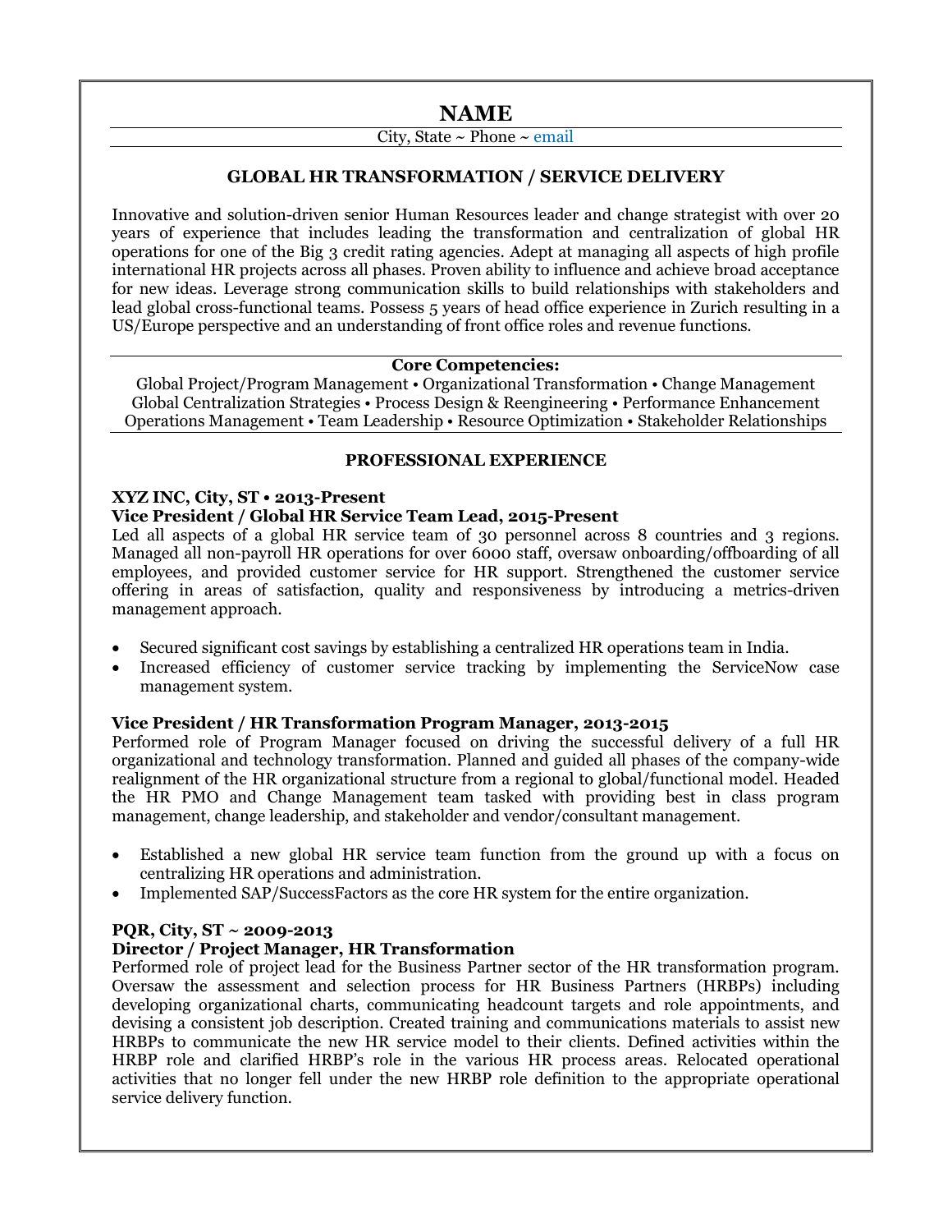# NAME

City, State ~ Phone ~ email

## GLOBAL HR TRANSFORMATION / SERVICE DELIVERY

Innovative and solution-driven senior Human Resources leader and change strategist with over 20 years of experience that includes leading the transformation and centralization of global HR operations for one of the Big 3 credit rating agencies. Adept at managing all aspects of high profile international HR projects across all phases. Proven ability to influence and achieve broad acceptance for new ideas. Leverage strong communication skills to build relationships with stakeholders and lead global cross-functional teams. Possess 5 years of head office experience in Zurich resulting in a US/Europe perspective and an understanding of front office roles and revenue functions.

**Core Competencies:**

Global Project/Program Management • Organizational Transformation • Change Management
Global Centralization Strategies • Process Design & Reengineering • Performance Enhancement
Operations Management • Team Leadership • Resource Optimization • Stakeholder Relationships

## PROFESSIONAL EXPERIENCE

**XYZ INC, City, ST • 2013-Present**

**Vice President / Global HR Service Team Lead, 2015-Present**

Led all aspects of a global HR service team of 30 personnel across 8 countries and 3 regions. Managed all non-payroll HR operations for over 6000 staff, oversaw onboarding/offboarding of all employees, and provided customer service for HR support. Strengthened the customer service offering in areas of satisfaction, quality and responsiveness by introducing a metrics-driven management approach.

- Secured significant cost savings by establishing a centralized HR operations team in India.
- Increased efficiency of customer service tracking by implementing the ServiceNow case management system.

**Vice President / HR Transformation Program Manager, 2013-2015**

Performed role of Program Manager focused on driving the successful delivery of a full HR organizational and technology transformation. Planned and guided all phases of the company-wide realignment of the HR organizational structure from a regional to global/functional model. Headed the HR PMO and Change Management team tasked with providing best in class program management, change leadership, and stakeholder and vendor/consultant management.

- Established a new global HR service team function from the ground up with a focus on centralizing HR operations and administration.
- Implemented SAP/SuccessFactors as the core HR system for the entire organization.

**PQR, City, ST ~ 2009-2013**

**Director / Project Manager, HR Transformation**

Performed role of project lead for the Business Partner sector of the HR transformation program. Oversaw the assessment and selection process for HR Business Partners (HRBPs) including developing organizational charts, communicating headcount targets and role appointments, and devising a consistent job description. Created training and communications materials to assist new HRBPs to communicate the new HR service model to their clients. Defined activities within the HRBP role and clarified HRBP's role in the various HR process areas. Relocated operational activities that no longer fell under the new HRBP role definition to the appropriate operational service delivery function.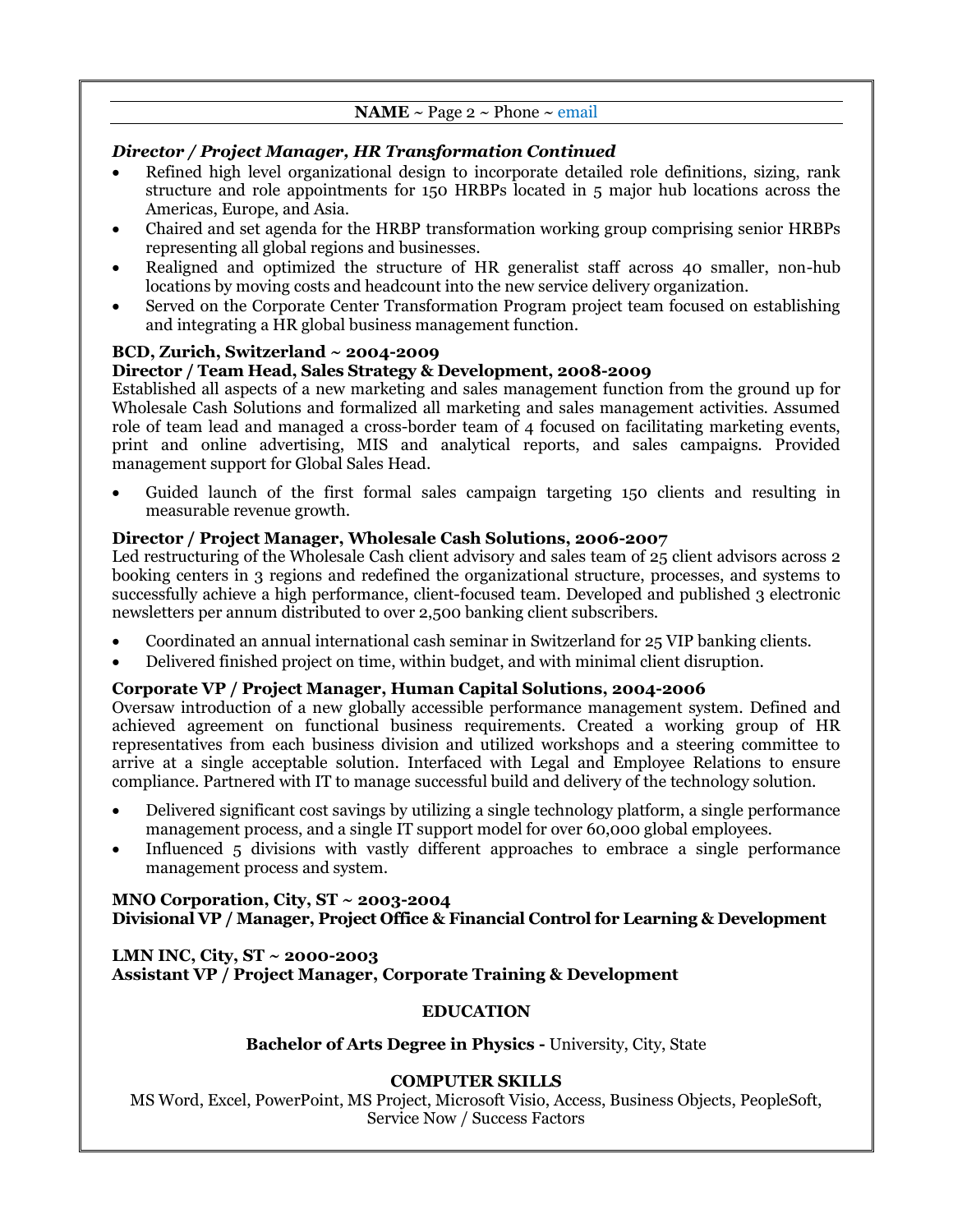***Director / Project Manager, HR Transformation Continued***

- Refined high level organizational design to incorporate detailed role definitions, sizing, rank structure and role appointments for 150 HRBPs located in 5 major hub locations across the Americas, Europe, and Asia.
- Chaired and set agenda for the HRBP transformation working group comprising senior HRBPs representing all global regions and businesses.
- Realigned and optimized the structure of HR generalist staff across 40 smaller, non-hub locations by moving costs and headcount into the new service delivery organization.
- Served on the Corporate Center Transformation Program project team focused on establishing and integrating a HR global business management function.

**BCD, Zurich, Switzerland ~ 2004-2009**
**Director / Team Head, Sales Strategy & Development, 2008-2009**

Established all aspects of a new marketing and sales management function from the ground up for Wholesale Cash Solutions and formalized all marketing and sales management activities. Assumed role of team lead and managed a cross-border team of 4 focused on facilitating marketing events, print and online advertising, MIS and analytical reports, and sales campaigns. Provided management support for Global Sales Head.

- Guided launch of the first formal sales campaign targeting 150 clients and resulting in measurable revenue growth.

**Director / Project Manager, Wholesale Cash Solutions, 2006-2007**

Led restructuring of the Wholesale Cash client advisory and sales team of 25 client advisors across 2 booking centers in 3 regions and redefined the organizational structure, processes, and systems to successfully achieve a high performance, client-focused team. Developed and published 3 electronic newsletters per annum distributed to over 2,500 banking client subscribers.

- Coordinated an annual international cash seminar in Switzerland for 25 VIP banking clients.
- Delivered finished project on time, within budget, and with minimal client disruption.

**Corporate VP / Project Manager, Human Capital Solutions, 2004-2006**

Oversaw introduction of a new globally accessible performance management system. Defined and achieved agreement on functional business requirements. Created a working group of HR representatives from each business division and utilized workshops and a steering committee to arrive at a single acceptable solution. Interfaced with Legal and Employee Relations to ensure compliance. Partnered with IT to manage successful build and delivery of the technology solution.

- Delivered significant cost savings by utilizing a single technology platform, a single performance management process, and a single IT support model for over 60,000 global employees.
- Influenced 5 divisions with vastly different approaches to embrace a single performance management process and system.

**MNO Corporation, City, ST ~ 2003-2004**
**Divisional VP / Manager, Project Office & Financial Control for Learning & Development**

**LMN INC, City, ST ~ 2000-2003**
**Assistant VP / Project Manager, Corporate Training & Development**

## EDUCATION

**Bachelor of Arts Degree in Physics -** University, City, State

## COMPUTER SKILLS

MS Word, Excel, PowerPoint, MS Project, Microsoft Visio, Access, Business Objects, PeopleSoft, Service Now / Success Factors